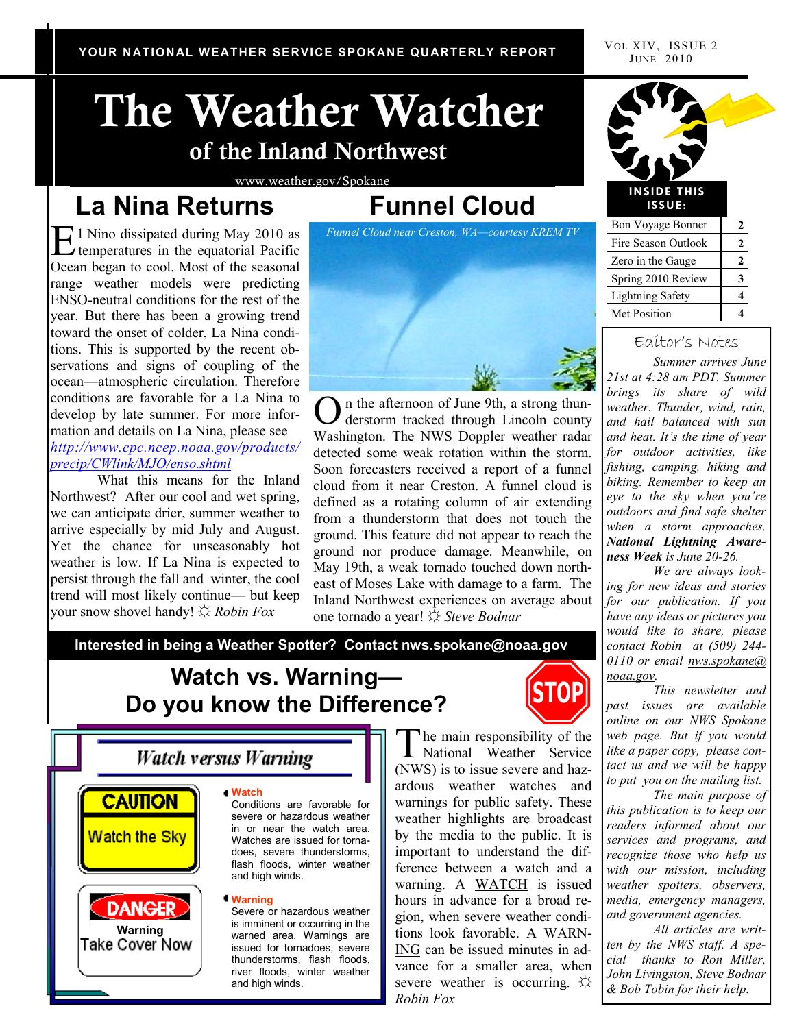YOUR NATIONAL WEATHER SERVICE SPOKANE QUARTERLY REPORT

VOL XIV, ISSUE 2
JUNE 2010

# The Weather Watcher

## of the Inland Northwest

www.weather.gov/Spokane

| INSIDE THIS ISSUE: | |
|---|---|
| Bon Voyage Bonner | 2 |
| Fire Season Outlook | 2 |
| Zero in the Gauge | 2 |
| Spring 2010 Review | 3 |
| Lightning Safety | 4 |
| Met Position | 4 |

## La Nina Returns

El Nino dissipated during May 2010 as temperatures in the equatorial Pacific Ocean began to cool. Most of the seasonal range weather models were predicting ENSO-neutral conditions for the rest of the year. But there has been a growing trend toward the onset of colder, La Nina conditions. This is supported by the recent observations and signs of coupling of the ocean—atmospheric circulation. Therefore conditions are favorable for a La Nina to develop by late summer. For more information and details on La Nina, please see http://www.cpc.ncep.noaa.gov/products/precip/CWlink/MJO/enso.shtml

What this means for the Inland Northwest? After our cool and wet spring, we can anticipate drier, summer weather to arrive especially by mid July and August. Yet the chance for unseasonably hot weather is low. If La Nina is expected to persist through the fall and winter, the cool trend will most likely continue— but keep your snow shovel handy! ☼ *Robin Fox*

## Funnel Cloud

*Funnel Cloud near Creston, WA—courtesy KREM TV*

On the afternoon of June 9th, a strong thunderstorm tracked through Lincoln county Washington. The NWS Doppler weather radar detected some weak rotation within the storm. Soon forecasters received a report of a funnel cloud from it near Creston. A funnel cloud is defined as a rotating column of air extending from a thunderstorm that does not touch the ground. This feature did not appear to reach the ground nor produce damage. Meanwhile, on May 19th, a weak tornado touched down northeast of Moses Lake with damage to a farm. The Inland Northwest experiences on average about one tornado a year! ☼ *Steve Bodnar*

**Interested in being a Weather Spotter? Contact nws.spokane@noaa.gov**

## Watch vs. Warning— Do you know the Difference?

*Watch versus Warning*

CAUTION
Watch the Sky

**Watch**
Conditions are favorable for severe or hazardous weather in or near the watch area. Watches are issued for tornadoes, severe thunderstorms, flash floods, winter weather and high winds.

DANGER
Warning
Take Cover Now

**Warning**
Severe or hazardous weather is imminent or occurring in the warned area. Warnings are issued for tornadoes, severe thunderstorms, flash floods, river floods, winter weather and high winds.

The main responsibility of the National Weather Service (NWS) is to issue severe and hazardous weather watches and warnings for public safety. These weather highlights are broadcast by the media to the public. It is important to understand the difference between a watch and a warning. A WATCH is issued hours in advance for a broad region, when severe weather conditions look favorable. A WARNING can be issued minutes in advance for a smaller area, when severe weather is occurring. ☼ *Robin Fox*

### Editor's Notes

*Summer arrives June 21st at 4:28 am PDT. Summer brings its share of wild weather. Thunder, wind, rain, and hail balanced with sun and heat. It's the time of year for outdoor activities, like fishing, camping, hiking and biking. Remember to keep an eye to the sky when you're outdoors and find safe shelter when a storm approaches.* ***National Lightning Awareness Week*** *is June 20-26.*

*We are always looking for new ideas and stories for our publication. If you have any ideas or pictures you would like to share, please contact Robin at (509) 244-0110 or email nws.spokane@noaa.gov.*

*This newsletter and past issues are available online on our NWS Spokane web page. But if you would like a paper copy, please contact us and we will be happy to put you on the mailing list.*

*The main purpose of this publication is to keep our readers informed about our services and programs, and recognize those who help us with our mission, including weather spotters, observers, media, emergency managers, and government agencies.*

*All articles are written by the NWS staff. A special thanks to Ron Miller, John Livingston, Steve Bodnar & Bob Tobin for their help.*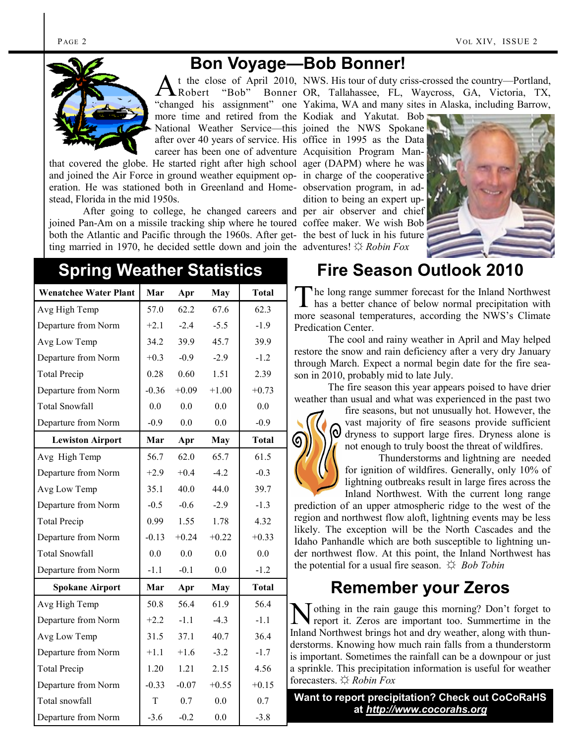## Bon Voyage—Bob Bonner!

At the close of April 2010, Robert "Bob" Bonner "changed his assignment" one more time and retired from the National Weather Service—this after over 40 years of service. His career has been one of adventure that covered the globe. He started right after high school and joined the Air Force in ground weather equipment operation. He was stationed both in Greenland and Homestead, Florida in the mid 1950s.

After going to college, he changed careers and joined Pan-Am on a missile tracking ship where he toured both the Atlantic and Pacific through the 1960s. After getting married in 1970, he decided settle down and join the NWS. His tour of duty criss-crossed the country—Portland, OR, Tallahassee, FL, Waycross, GA, Victoria, TX, Yakima, WA and many sites in Alaska, including Barrow, Kodiak and Yakutat. Bob joined the NWS Spokane office in 1995 as the Data Acquisition Program Manager (DAPM) where he was in charge of the cooperative observation program, in addition to being an expert upper air observer and chief coffee maker. We wish Bob the best of luck in his future adventures! ☼ *Robin Fox*

## Spring Weather Statistics

| Wenatchee Water Plant | Mar | Apr | May | Total |
|---|---|---|---|---|
| Avg High Temp | 57.0 | 62.2 | 67.6 | 62.3 |
| Departure from Norm | +2.1 | -2.4 | -5.5 | -1.9 |
| Avg Low Temp | 34.2 | 39.9 | 45.7 | 39.9 |
| Departure from Norm | +0.3 | -0.9 | -2.9 | -1.2 |
| Total Precip | 0.28 | 0.60 | 1.51 | 2.39 |
| Departure from Norm | -0.36 | +0.09 | +1.00 | +0.73 |
| Total Snowfall | 0.0 | 0.0 | 0.0 | 0.0 |
| Departure from Norm | -0.9 | 0.0 | 0.0 | -0.9 |
| **Lewiston Airport** | **Mar** | **Apr** | **May** | **Total** |
| Avg High Temp | 56.7 | 62.0 | 65.7 | 61.5 |
| Departure from Norm | +2.9 | +0.4 | -4.2 | -0.3 |
| Avg Low Temp | 35.1 | 40.0 | 44.0 | 39.7 |
| Departure from Norm | -0.5 | -0.6 | -2.9 | -1.3 |
| Total Precip | 0.99 | 1.55 | 1.78 | 4.32 |
| Departure from Norm | -0.13 | +0.24 | +0.22 | +0.33 |
| Total Snowfall | 0.0 | 0.0 | 0.0 | 0.0 |
| Departure from Norm | -1.1 | -0.1 | 0.0 | -1.2 |
| **Spokane Airport** | **Mar** | **Apr** | **May** | **Total** |
| Avg High Temp | 50.8 | 56.4 | 61.9 | 56.4 |
| Departure from Norm | +2.2 | -1.1 | -4.3 | -1.1 |
| Avg Low Temp | 31.5 | 37.1 | 40.7 | 36.4 |
| Departure from Norm | +1.1 | +1.6 | -3.2 | -1.7 |
| Total Precip | 1.20 | 1.21 | 2.15 | 4.56 |
| Departure from Norm | -0.33 | -0.07 | +0.55 | +0.15 |
| Total snowfall | T | 0.7 | 0.0 | 0.7 |
| Departure from Norm | -3.6 | -0.2 | 0.0 | -3.8 |

## Fire Season Outlook 2010

The long range summer forecast for the Inland Northwest has a better chance of below normal precipitation with more seasonal temperatures, according the NWS's Climate Predication Center.

The cool and rainy weather in April and May helped restore the snow and rain deficiency after a very dry January through March. Expect a normal begin date for the fire season in 2010, probably mid to late July.

The fire season this year appears poised to have drier weather than usual and what was experienced in the past two fire seasons, but not unusually hot. However, the vast majority of fire seasons provide sufficient dryness to support large fires. Dryness alone is not enough to truly boost the threat of wildfires.

Thunderstorms and lightning are needed for ignition of wildfires. Generally, only 10% of lightning outbreaks result in large fires across the Inland Northwest. With the current long range prediction of an upper atmospheric ridge to the west of the region and northwest flow aloft, lightning events may be less likely. The exception will be the North Cascades and the Idaho Panhandle which are both susceptible to lightning under northwest flow. At this point, the Inland Northwest has the potential for a usual fire season. ☼ *Bob Tobin*

## Remember your Zeros

Nothing in the rain gauge this morning? Don't forget to report it. Zeros are important too. Summertime in the Inland Northwest brings hot and dry weather, along with thunderstorms. Knowing how much rain falls from a thunderstorm is important. Sometimes the rainfall can be a downpour or just a sprinkle. This precipitation information is useful for weather forecasters. ☼ *Robin Fox*

**Want to report precipitation? Check out CoCoRaHS at *http://www.cocorahs.org***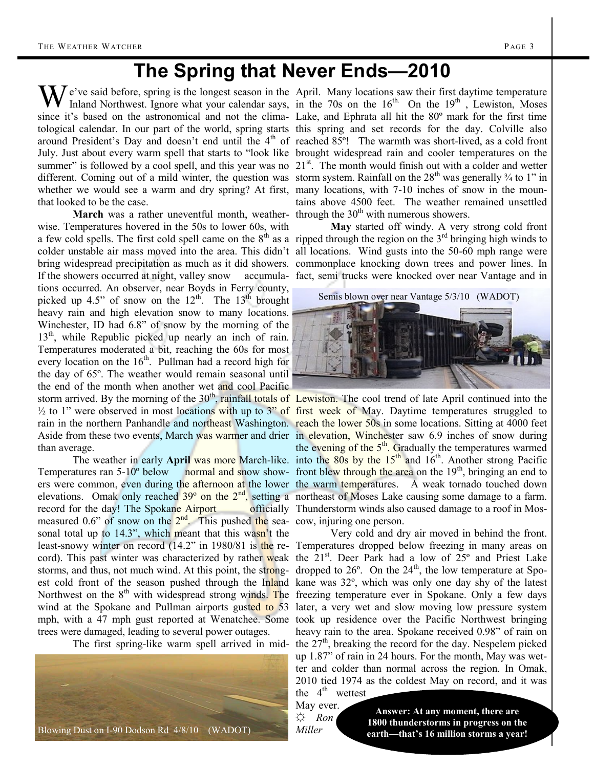# The Spring that Never Ends—2010

We've said before, spring is the longest season in the Inland Northwest. Ignore what your calendar says, since it's based on the astronomical and not the climatological calendar. In our part of the world, spring starts around President's Day and doesn't end until the 4th of July. Just about every warm spell that starts to "look like summer" is followed by a cool spell, and this year was no different. Coming out of a mild winter, the question was whether we would see a warm and dry spring? At first, that looked to be the case.

**March** was a rather uneventful month, weather-wise. Temperatures hovered in the 50s to lower 60s, with a few cold spells. The first cold spell came on the 8th as a colder unstable air mass moved into the area. This didn't bring widespread precipitation as much as it did showers. If the showers occurred at night, valley snow accumulations occurred. An observer, near Boyds in Ferry county, picked up 4.5" of snow on the 12th. The 13th brought heavy rain and high elevation snow to many locations. Winchester, ID had 6.8" of snow by the morning of the 13th, while Republic picked up nearly an inch of rain. Temperatures moderated a bit, reaching the 60s for most every location on the 16th. Pullman had a record high for the day of 65º. The weather would remain seasonal until the end of the month when another wet and cool Pacific storm arrived. By the morning of the 30th, rainfall totals of ½ to 1" were observed in most locations with up to 3" of rain in the northern Panhandle and northeast Washington. Aside from these two events, March was warmer and drier than average.

The weather in early **April** was more March-like. Temperatures ran 5-10º below normal and snow showers were common, even during the afternoon at the lower elevations. Omak only reached 39º on the 2nd, setting a record for the day! The Spokane Airport officially measured 0.6" of snow on the 2nd. This pushed the seasonal total up to 14.3", which meant that this wasn't the least-snowy winter on record (14.2" in 1980/81 is the record). This past winter was characterized by rather weak storms, and thus, not much wind. At this point, the strongest cold front of the season pushed through the Inland Northwest on the 8th with widespread strong winds. The wind at the Spokane and Pullman airports gusted to 53 mph, with a 47 mph gust reported at Wenatchee. Some trees were damaged, leading to several power outages.

The first spring-like warm spell arrived in mid-April. Many locations saw their first daytime temperature in the 70s on the 16th. On the 19th, Lewiston, Moses Lake, and Ephrata all hit the 80º mark for the first time this spring and set records for the day. Colville also reached 85º! The warmth was short-lived, as a cold front brought widespread rain and cooler temperatures on the 21st. The month would finish out with a colder and wetter storm system. Rainfall on the 28th was generally ¾ to 1" in many locations, with 7-10 inches of snow in the mountains above 4500 feet. The weather remained unsettled through the 30th with numerous showers.

Blowing Dust on I-90 Dodson Rd 4/8/10 (WADOT)

**May** started off windy. A very strong cold front ripped through the region on the 3rd bringing high winds to all locations. Wind gusts into the 50-60 mph range were commonplace knocking down trees and power lines. In fact, semi trucks were knocked over near Vantage and in Lewiston. The cool trend of late April continued into the first week of May. Daytime temperatures struggled to reach the lower 50s in some locations. Sitting at 4000 feet in elevation, Winchester saw 6.9 inches of snow during the evening of the 5th. Gradually the temperatures warmed into the 80s by the 15th and 16th. Another strong Pacific front blew through the area on the 19th, bringing an end to the warm temperatures. A weak tornado touched down northeast of Moses Lake causing some damage to a farm. Thunderstorm winds also caused damage to a roof in Moscow, injuring one person.

Semis blown over near Vantage 5/3/10 (WADOT)

Very cold and dry air moved in behind the front. Temperatures dropped below freezing in many areas on the 21st. Deer Park had a low of 25º and Priest Lake dropped to 26º. On the 24th, the low temperature at Spokane was 32º, which was only one day shy of the latest freezing temperature ever in Spokane. Only a few days later, a very wet and slow moving low pressure system took up residence over the Pacific Northwest bringing heavy rain to the area. Spokane received 0.98" of rain on the 27th, breaking the record for the day. Nespelem picked up 1.87" of rain in 24 hours. For the month, May was wetter and colder than normal across the region. In Omak, 2010 tied 1974 as the coldest May on record, and it was the 4th wettest May ever.

☼ *Ron Miller*

**Answer: At any moment, there are 1800 thunderstorms in progress on the earth—that's 16 million storms a year!**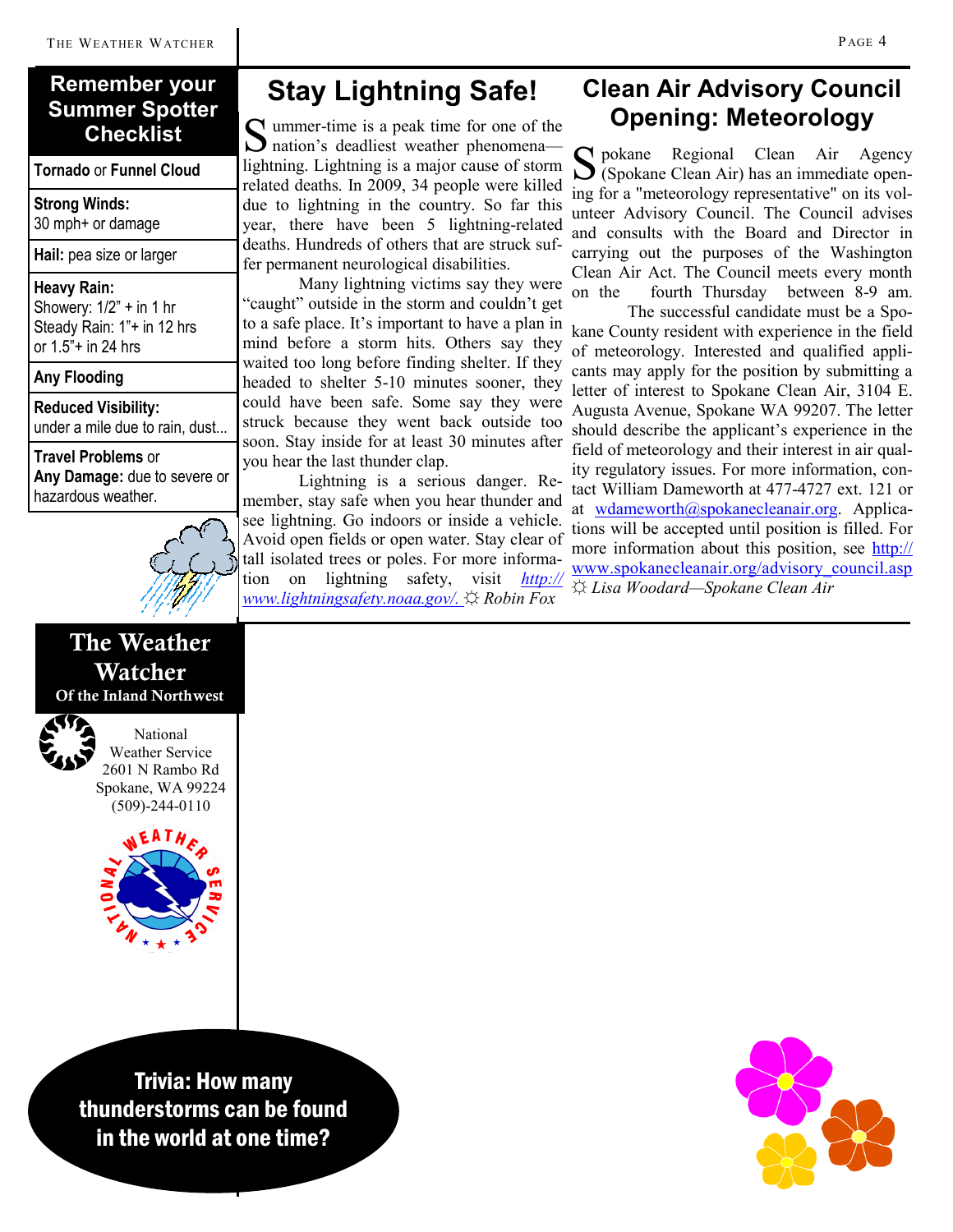## Remember your Summer Spotter Checklist

**Tornado** or **Funnel Cloud**

**Strong Winds:**
30 mph+ or damage

**Hail:** pea size or larger

**Heavy Rain:**
Showery: 1/2" + in 1 hr
Steady Rain: 1"+ in 12 hrs
or 1.5"+ in 24 hrs

**Any Flooding**

**Reduced Visibility:**
under a mile due to rain, dust...

**Travel Problems** or
**Any Damage:** due to severe or hazardous weather.

# Stay Lightning Safe!

Summer-time is a peak time for one of the nation's deadliest weather phenomena—lightning. Lightning is a major cause of storm related deaths. In 2009, 34 people were killed due to lightning in the country. So far this year, there have been 5 lightning-related deaths. Hundreds of others that are struck suffer permanent neurological disabilities.

Many lightning victims say they were "caught" outside in the storm and couldn't get to a safe place. It's important to have a plan in mind before a storm hits. Others say they waited too long before finding shelter. If they headed to shelter 5-10 minutes sooner, they could have been safe. Some say they were struck because they went back outside too soon. Stay inside for at least 30 minutes after you hear the last thunder clap.

Lightning is a serious danger. Remember, stay safe when you hear thunder and see lightning. Go indoors or inside a vehicle. Avoid open fields or open water. Stay clear of tall isolated trees or poles. For more information on lightning safety, visit http://www.lightningsafety.noaa.gov/. ☼ *Robin Fox*

# Clean Air Advisory Council Opening: Meteorology

Spokane Regional Clean Air Agency (Spokane Clean Air) has an immediate opening for a "meteorology representative" on its volunteer Advisory Council. The Council advises and consults with the Board and Director in carrying out the purposes of the Washington Clean Air Act. The Council meets every month on the fourth Thursday between 8-9 am.

The successful candidate must be a Spokane County resident with experience in the field of meteorology. Interested and qualified applicants may apply for the position by submitting a letter of interest to Spokane Clean Air, 3104 E. Augusta Avenue, Spokane WA 99207. The letter should describe the applicant's experience in the field of meteorology and their interest in air quality regulatory issues. For more information, contact William Dameworth at 477-4727 ext. 121 or at wdameworth@spokanecleanair.org. Applications will be accepted until position is filled. For more information about this position, see http://www.spokanecleanair.org/advisory_council.asp ☼ *Lisa Woodard—Spokane Clean Air*

## The Weather Watcher

**Of the Inland Northwest**

National Weather Service
2601 N Rambo Rd
Spokane, WA 99224
(509)-244-0110

**Trivia: How many thunderstorms can be found in the world at one time?**